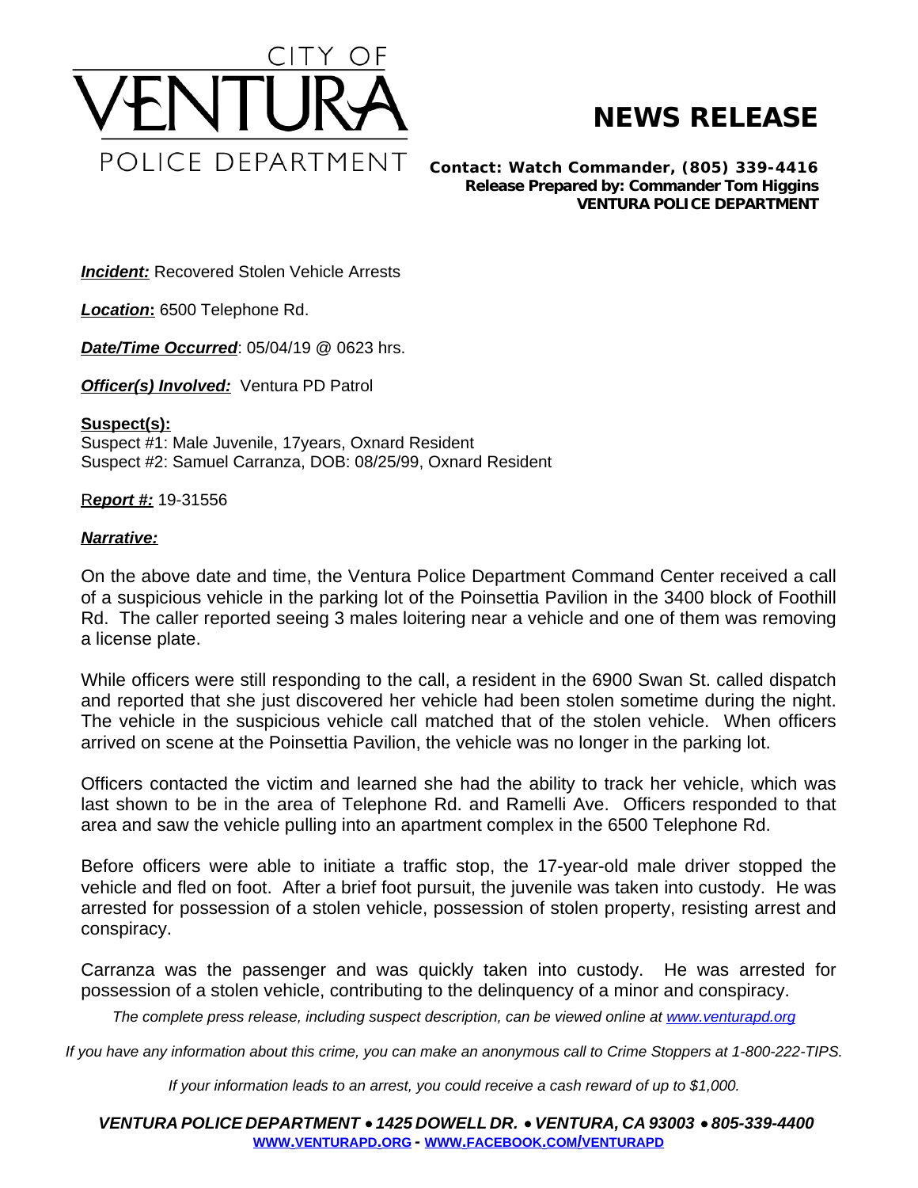CITY OF

# VENTURA

POLICE DEPARTMENT

# NEWS RELEASE

**Contact: Watch Commander, (805) 339-4416**
**Release Prepared by: Commander Tom Higgins**
**VENTURA POLICE DEPARTMENT**

***Incident:*** Recovered Stolen Vehicle Arrests

***Location*:** 6500 Telephone Rd.

***Date/Time Occurred***: 05/04/19 @ 0623 hrs.

***Officer(s) Involved:*** Ventura PD Patrol

**Suspect(s):**
Suspect #1: Male Juvenile, 17years, Oxnard Resident
Suspect #2: Samuel Carranza, DOB: 08/25/99, Oxnard Resident

R***eport #:*** 19-31556

***Narrative:***

On the above date and time, the Ventura Police Department Command Center received a call of a suspicious vehicle in the parking lot of the Poinsettia Pavilion in the 3400 block of Foothill Rd. The caller reported seeing 3 males loitering near a vehicle and one of them was removing a license plate.

While officers were still responding to the call, a resident in the 6900 Swan St. called dispatch and reported that she just discovered her vehicle had been stolen sometime during the night. The vehicle in the suspicious vehicle call matched that of the stolen vehicle. When officers arrived on scene at the Poinsettia Pavilion, the vehicle was no longer in the parking lot.

Officers contacted the victim and learned she had the ability to track her vehicle, which was last shown to be in the area of Telephone Rd. and Ramelli Ave. Officers responded to that area and saw the vehicle pulling into an apartment complex in the 6500 Telephone Rd.

Before officers were able to initiate a traffic stop, the 17-year-old male driver stopped the vehicle and fled on foot. After a brief foot pursuit, the juvenile was taken into custody. He was arrested for possession of a stolen vehicle, possession of stolen property, resisting arrest and conspiracy.

Carranza was the passenger and was quickly taken into custody. He was arrested for possession of a stolen vehicle, contributing to the delinquency of a minor and conspiracy.

*The complete press release, including suspect description, can be viewed online at [www.venturapd.org](http://www.venturapd.org)*

*If you have any information about this crime, you can make an anonymous call to Crime Stoppers at 1-800-222-TIPS.*

*If your information leads to an arrest, you could receive a cash reward of up to $1,000.*

***VENTURA POLICE DEPARTMENT • 1425 DOWELL DR. • VENTURA, CA 93003 • 805-339-4400***
**[WWW.VENTURAPD.ORG](http://www.venturapd.org) - [WWW.FACEBOOK.COM/VENTURAPD](http://www.facebook.com/venturapd)**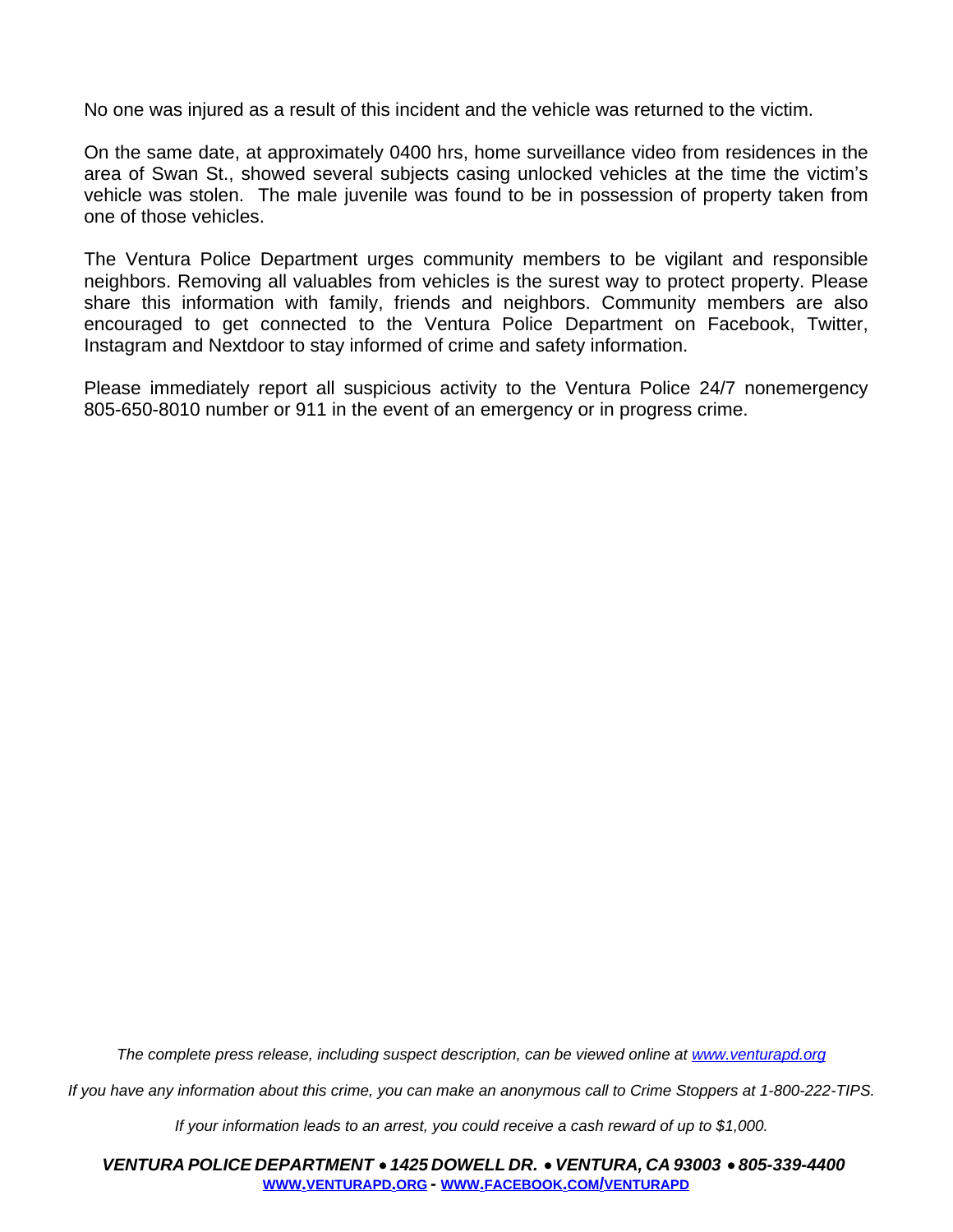No one was injured as a result of this incident and the vehicle was returned to the victim.

On the same date, at approximately 0400 hrs, home surveillance video from residences in the area of Swan St., showed several subjects casing unlocked vehicles at the time the victim's vehicle was stolen. The male juvenile was found to be in possession of property taken from one of those vehicles.

The Ventura Police Department urges community members to be vigilant and responsible neighbors. Removing all valuables from vehicles is the surest way to protect property. Please share this information with family, friends and neighbors. Community members are also encouraged to get connected to the Ventura Police Department on Facebook, Twitter, Instagram and Nextdoor to stay informed of crime and safety information.

Please immediately report all suspicious activity to the Ventura Police 24/7 nonemergency 805-650-8010 number or 911 in the event of an emergency or in progress crime.

*The complete press release, including suspect description, can be viewed online at [www.venturapd.org](http://www.venturapd.org)*

*If you have any information about this crime, you can make an anonymous call to Crime Stoppers at 1-800-222-TIPS.*

*If your information leads to an arrest, you could receive a cash reward of up to $1,000.*

***VENTURA POLICE DEPARTMENT • 1425 DOWELL DR. • VENTURA, CA 93003 • 805-339-4400***

**[WWW.VENTURAPD.ORG](http://www.venturapd.org) - [WWW.FACEBOOK.COM/VENTURAPD](http://www.facebook.com/venturapd)**